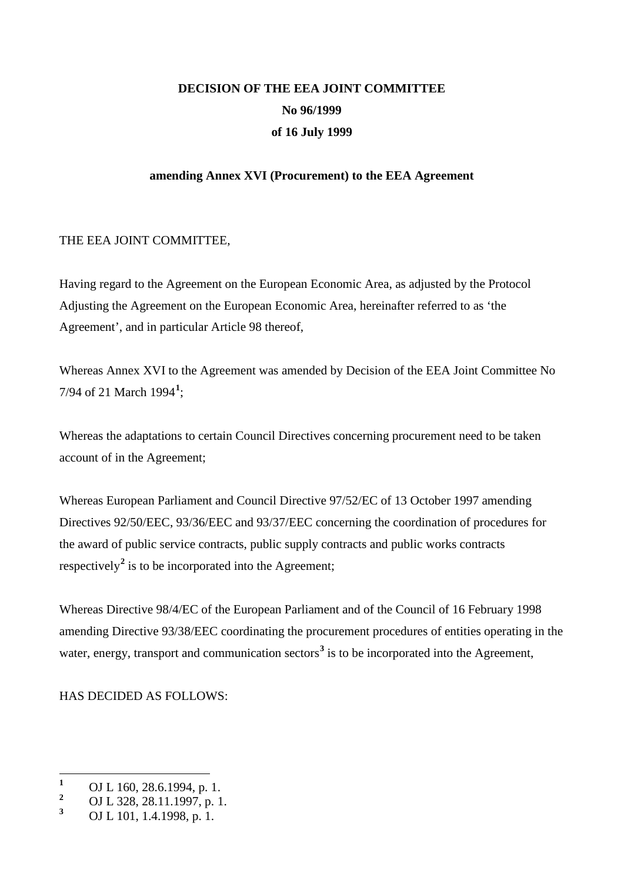**DECISION OF THE EEA JOINT COMMITTEE**

**No 96/1999**

**of 16 July 1999**

**amending Annex XVI (Procurement) to the EEA Agreement**

THE EEA JOINT COMMITTEE,

Having regard to the Agreement on the European Economic Area, as adjusted by the Protocol Adjusting the Agreement on the European Economic Area, hereinafter referred to as 'the Agreement', and in particular Article 98 thereof,

Whereas Annex XVI to the Agreement was amended by Decision of the EEA Joint Committee No 7/94 of 21 March 1994[1];

Whereas the adaptations to certain Council Directives concerning procurement need to be taken account of in the Agreement;

Whereas European Parliament and Council Directive 97/52/EC of 13 October 1997 amending Directives 92/50/EEC, 93/36/EEC and 93/37/EEC concerning the coordination of procedures for the award of public service contracts, public supply contracts and public works contracts respectively[2] is to be incorporated into the Agreement;

Whereas Directive 98/4/EC of the European Parliament and of the Council of 16 February 1998 amending Directive 93/38/EEC coordinating the procurement procedures of entities operating in the water, energy, transport and communication sectors[3] is to be incorporated into the Agreement,

HAS DECIDED AS FOLLOWS:

---

[1] OJ L 160, 28.6.1994, p. 1.

[2] OJ L 328, 28.11.1997, p. 1.

[3] OJ L 101, 1.4.1998, p. 1.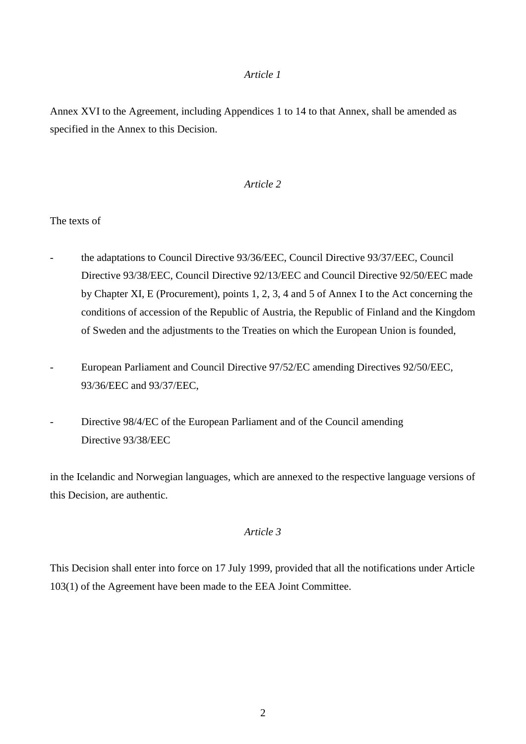*Article 1*

Annex XVI to the Agreement, including Appendices 1 to 14 to that Annex, shall be amended as specified in the Annex to this Decision.

*Article 2*

The texts of

- the adaptations to Council Directive 93/36/EEC, Council Directive 93/37/EEC, Council Directive 93/38/EEC, Council Directive 92/13/EEC and Council Directive 92/50/EEC made by Chapter XI, E (Procurement), points 1, 2, 3, 4 and 5 of Annex I to the Act concerning the conditions of accession of the Republic of Austria, the Republic of Finland and the Kingdom of Sweden and the adjustments to the Treaties on which the European Union is founded,

- European Parliament and Council Directive 97/52/EC amending Directives 92/50/EEC, 93/36/EEC and 93/37/EEC,

- Directive 98/4/EC of the European Parliament and of the Council amending Directive 93/38/EEC

in the Icelandic and Norwegian languages, which are annexed to the respective language versions of this Decision, are authentic.

*Article 3*

This Decision shall enter into force on 17 July 1999, provided that all the notifications under Article 103(1) of the Agreement have been made to the EEA Joint Committee.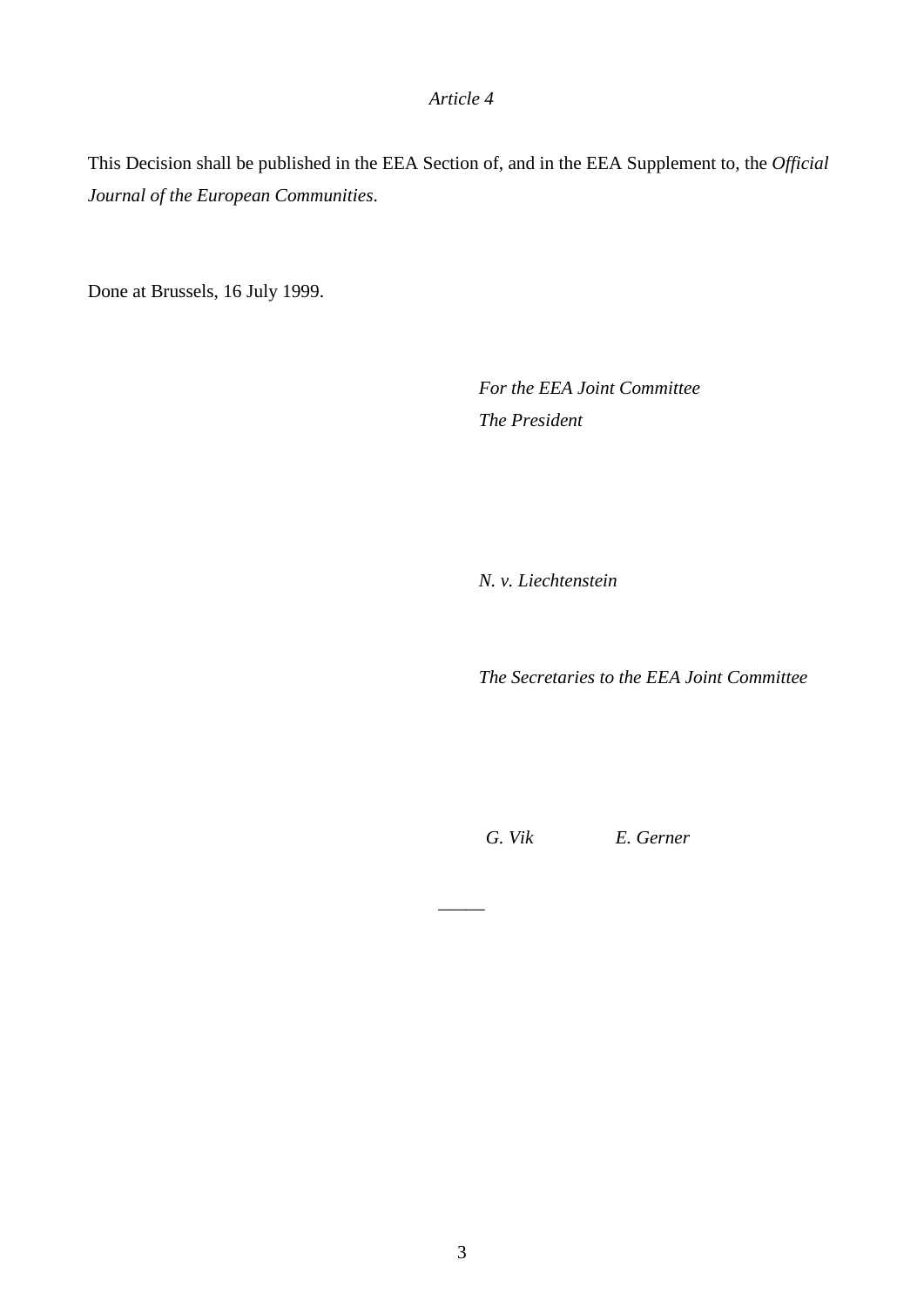*Article 4*

This Decision shall be published in the EEA Section of, and in the EEA Supplement to, the *Official Journal of the European Communities*.

Done at Brussels, 16 July 1999.

*For the EEA Joint Committee*
*The President*

*N. v. Liechtenstein*

*The Secretaries to the EEA Joint Committee*

*G. Vik* *E. Gerner*

_____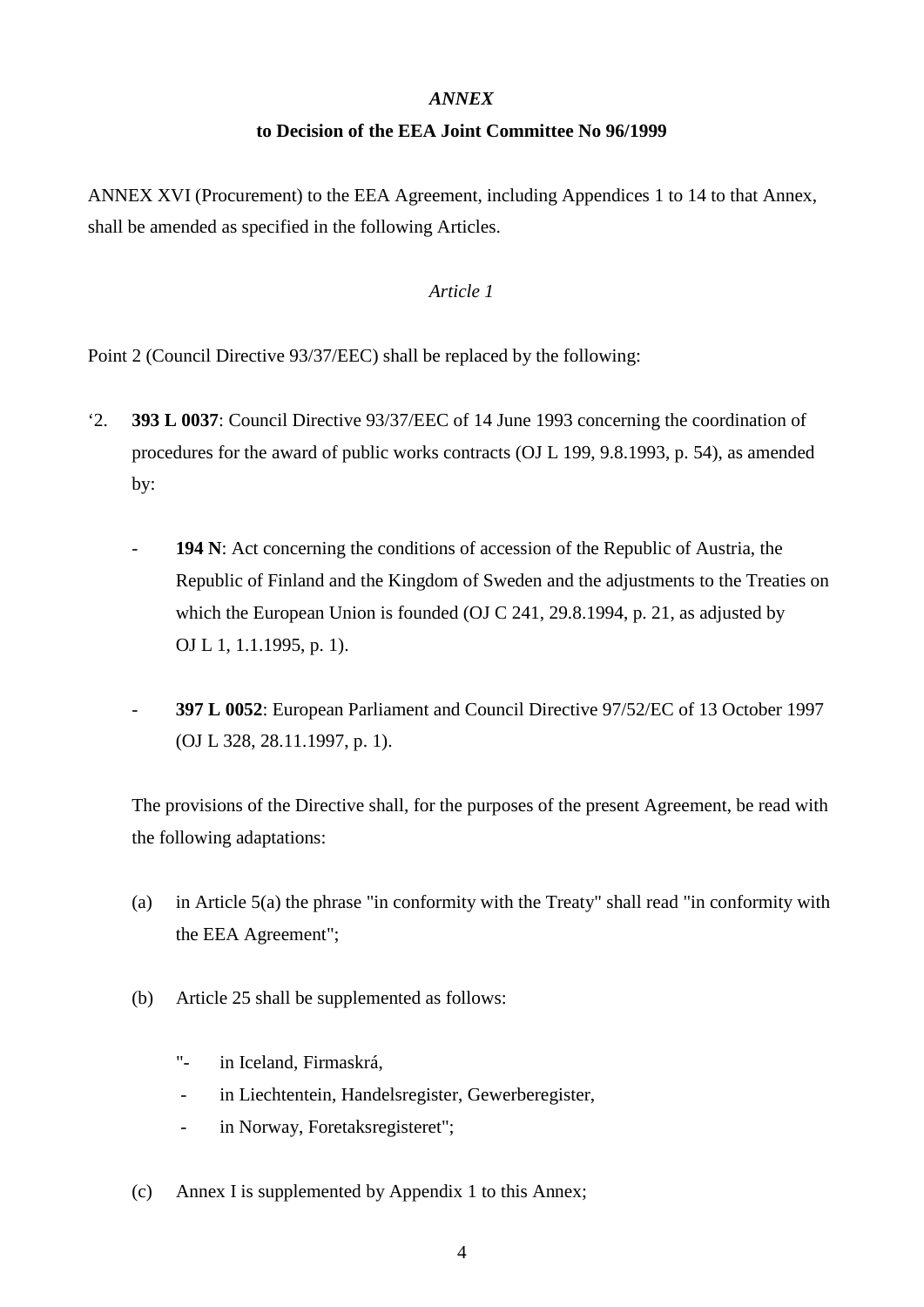*ANNEX*

**to Decision of the EEA Joint Committee No 96/1999**

ANNEX XVI (Procurement) to the EEA Agreement, including Appendices 1 to 14 to that Annex, shall be amended as specified in the following Articles.

*Article 1*

Point 2 (Council Directive 93/37/EEC) shall be replaced by the following:

‘2. **393 L 0037**: Council Directive 93/37/EEC of 14 June 1993 concerning the coordination of procedures for the award of public works contracts (OJ L 199, 9.8.1993, p. 54), as amended by:

- **194 N**: Act concerning the conditions of accession of the Republic of Austria, the Republic of Finland and the Kingdom of Sweden and the adjustments to the Treaties on which the European Union is founded (OJ C 241, 29.8.1994, p. 21, as adjusted by OJ L 1, 1.1.1995, p. 1).

- **397 L 0052**: European Parliament and Council Directive 97/52/EC of 13 October 1997 (OJ L 328, 28.11.1997, p. 1).

The provisions of the Directive shall, for the purposes of the present Agreement, be read with the following adaptations:

(a) in Article 5(a) the phrase "in conformity with the Treaty" shall read "in conformity with the EEA Agreement";

(b) Article 25 shall be supplemented as follows:

"- in Iceland, Firmaskrá,
- in Liechtentein, Handelsregister, Gewerberegister,
- in Norway, Foretaksregisteret";

(c) Annex I is supplemented by Appendix 1 to this Annex;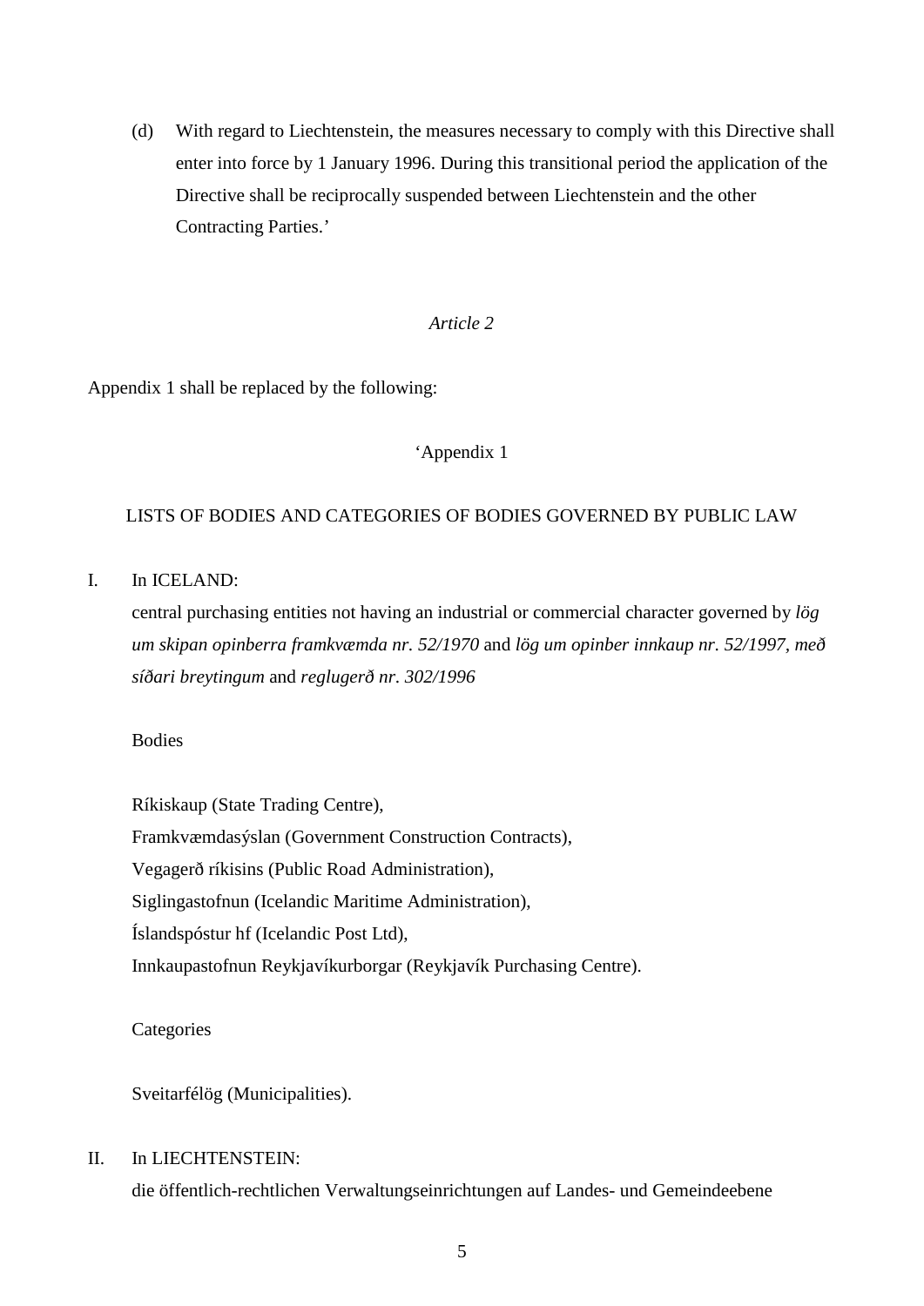(d) With regard to Liechtenstein, the measures necessary to comply with this Directive shall enter into force by 1 January 1996. During this transitional period the application of the Directive shall be reciprocally suspended between Liechtenstein and the other Contracting Parties.'

*Article 2*

Appendix 1 shall be replaced by the following:

'Appendix 1

LISTS OF BODIES AND CATEGORIES OF BODIES GOVERNED BY PUBLIC LAW

I. In ICELAND:

central purchasing entities not having an industrial or commercial character governed by *lög um skipan opinberra framkvæmda nr. 52/1970* and *lög um opinber innkaup nr. 52/1997, með síðari breytingum* and *reglugerð nr. 302/1996*

Bodies

Ríkiskaup (State Trading Centre),
Framkvæmdasýslan (Government Construction Contracts),
Vegagerð ríkisins (Public Road Administration),
Siglingastofnun (Icelandic Maritime Administration),
Íslandspóstur hf (Icelandic Post Ltd),
Innkaupastofnun Reykjavíkurborgar (Reykjavík Purchasing Centre).

Categories

Sveitarfélög (Municipalities).

II. In LIECHTENSTEIN:

die öffentlich-rechtlichen Verwaltungseinrichtungen auf Landes- und Gemeindeebene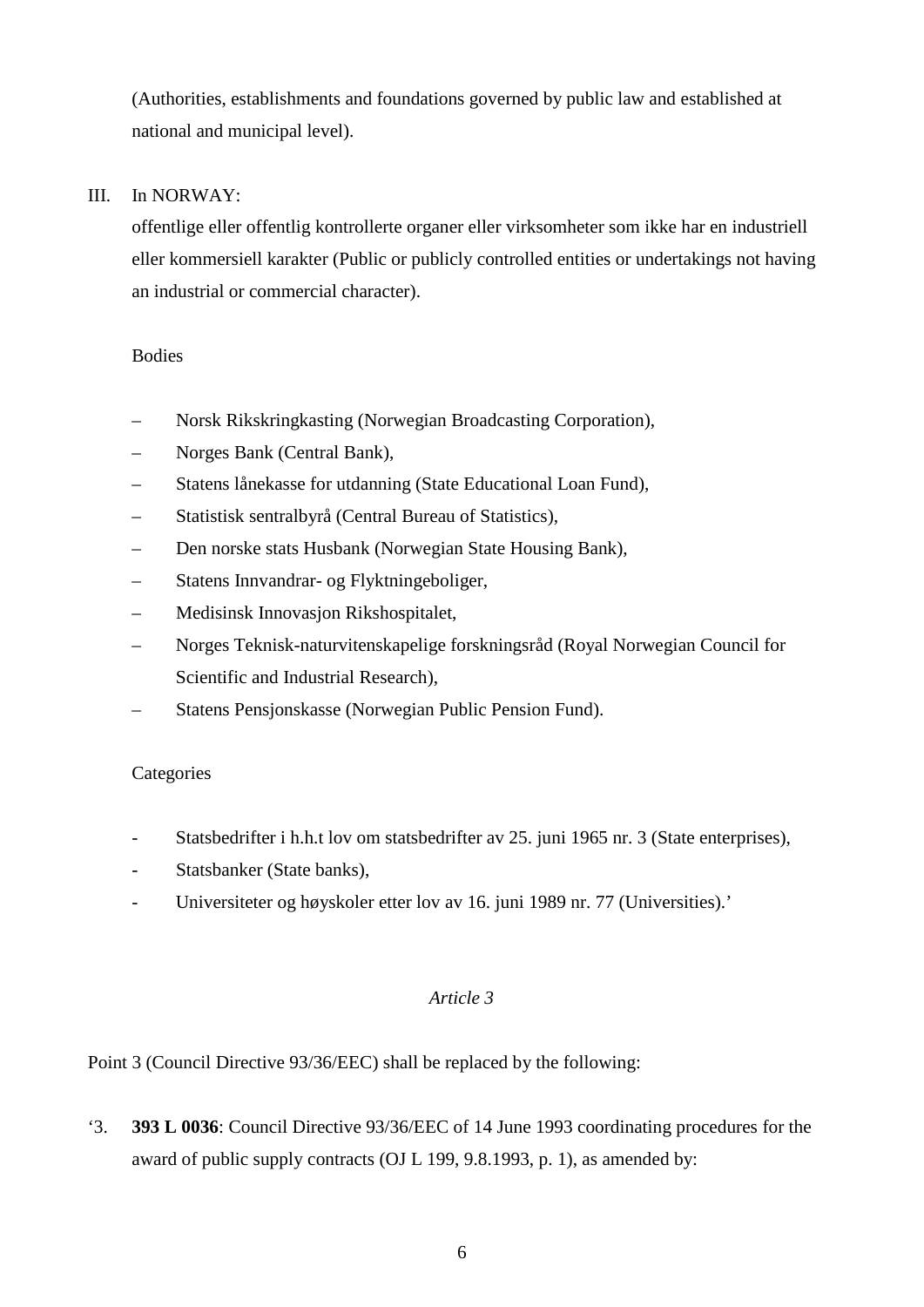(Authorities, establishments and foundations governed by public law and established at national and municipal level).

III. In NORWAY:

offentlige eller offentlig kontrollerte organer eller virksomheter som ikke har en industriell eller kommersiell karakter (Public or publicly controlled entities or undertakings not having an industrial or commercial character).

Bodies

– Norsk Rikskringkasting (Norwegian Broadcasting Corporation),
– Norges Bank (Central Bank),
– Statens lånekasse for utdanning (State Educational Loan Fund),
– Statistisk sentralbyrå (Central Bureau of Statistics),
– Den norske stats Husbank (Norwegian State Housing Bank),
– Statens Innvandrar- og Flyktningeboliger,
– Medisinsk Innovasjon Rikshospitalet,
– Norges Teknisk-naturvitenskapelige forskningsråd (Royal Norwegian Council for Scientific and Industrial Research),
– Statens Pensjonskasse (Norwegian Public Pension Fund).

Categories

- Statsbedrifter i h.h.t lov om statsbedrifter av 25. juni 1965 nr. 3 (State enterprises),
- Statsbanker (State banks),
- Universiteter og høyskoler etter lov av 16. juni 1989 nr. 77 (Universities).'

*Article 3*

Point 3 (Council Directive 93/36/EEC) shall be replaced by the following:

'3. **393 L 0036**: Council Directive 93/36/EEC of 14 June 1993 coordinating procedures for the award of public supply contracts (OJ L 199, 9.8.1993, p. 1), as amended by: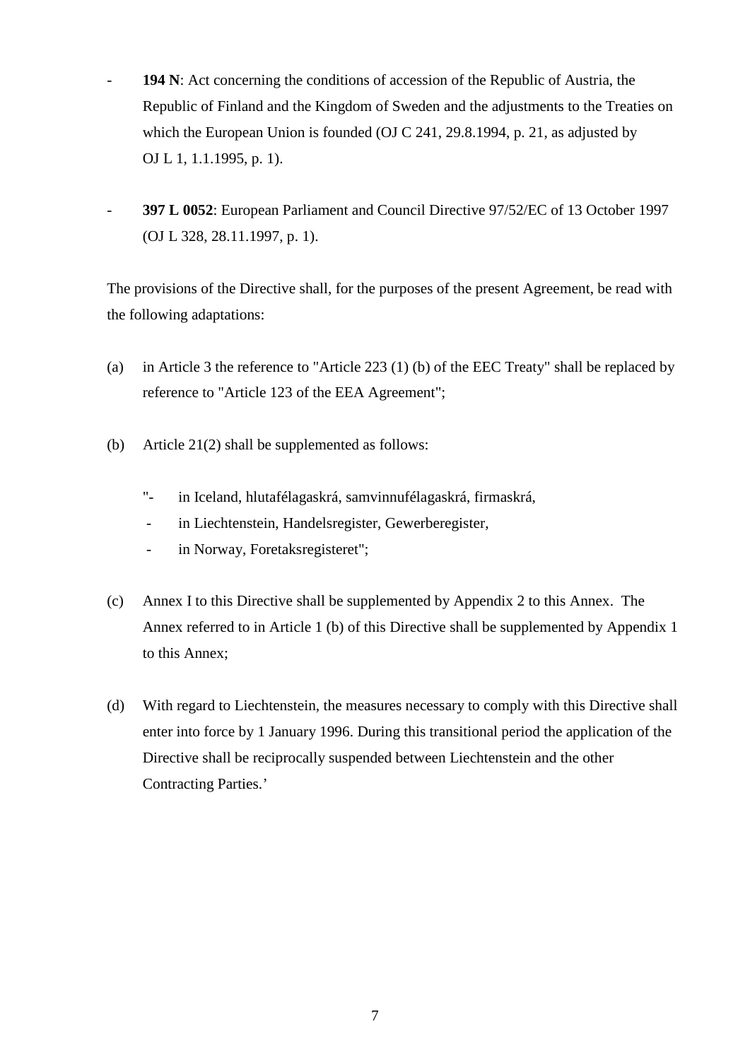- **194 N**: Act concerning the conditions of accession of the Republic of Austria, the Republic of Finland and the Kingdom of Sweden and the adjustments to the Treaties on which the European Union is founded (OJ C 241, 29.8.1994, p. 21, as adjusted by OJ L 1, 1.1.1995, p. 1).

- **397 L 0052**: European Parliament and Council Directive 97/52/EC of 13 October 1997 (OJ L 328, 28.11.1997, p. 1).

The provisions of the Directive shall, for the purposes of the present Agreement, be read with the following adaptations:

(a) in Article 3 the reference to "Article 223 (1) (b) of the EEC Treaty" shall be replaced by reference to "Article 123 of the EEA Agreement";

(b) Article 21(2) shall be supplemented as follows:

"- in Iceland, hlutafélagaskrá, samvinnufélagaskrá, firmaskrá,
- in Liechtenstein, Handelsregister, Gewerberegister,
- in Norway, Foretaksregisteret";

(c) Annex I to this Directive shall be supplemented by Appendix 2 to this Annex. The Annex referred to in Article 1 (b) of this Directive shall be supplemented by Appendix 1 to this Annex;

(d) With regard to Liechtenstein, the measures necessary to comply with this Directive shall enter into force by 1 January 1996. During this transitional period the application of the Directive shall be reciprocally suspended between Liechtenstein and the other Contracting Parties.'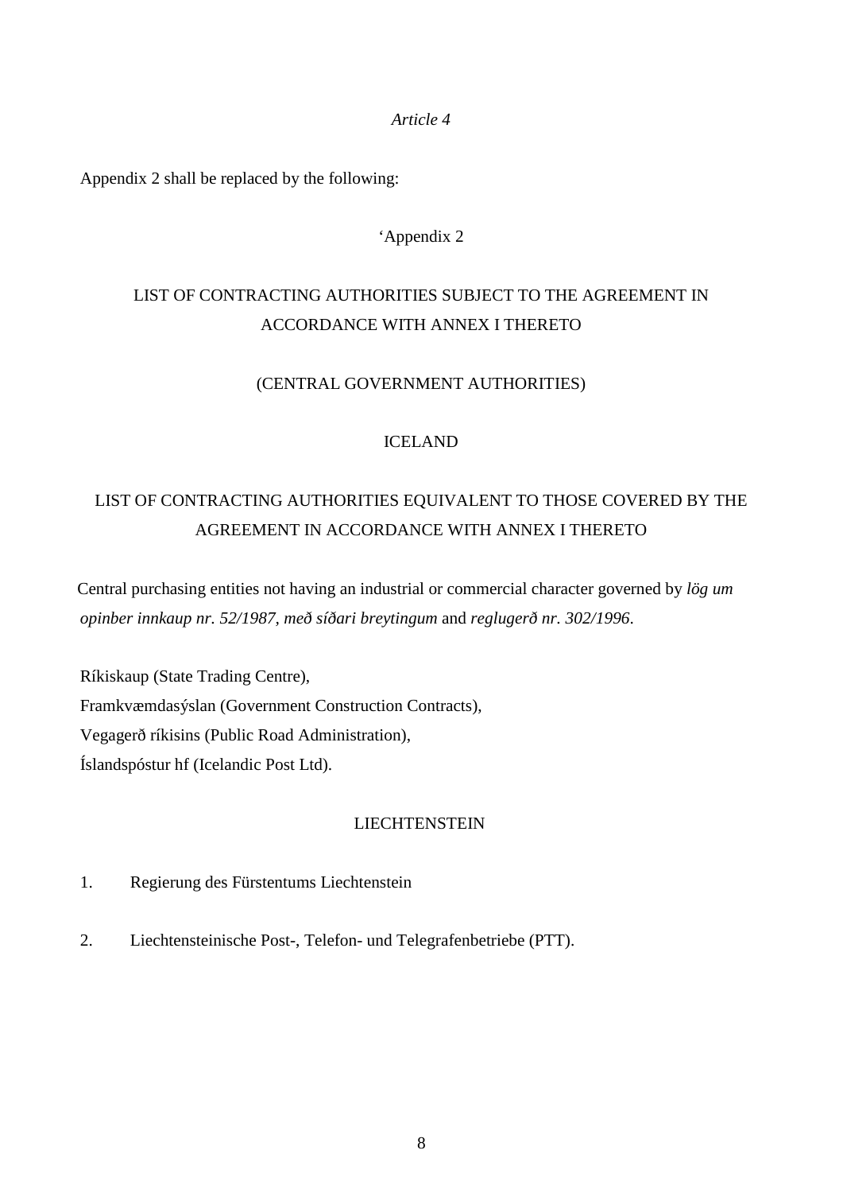*Article 4*

Appendix 2 shall be replaced by the following:

'Appendix 2

LIST OF CONTRACTING AUTHORITIES SUBJECT TO THE AGREEMENT IN ACCORDANCE WITH ANNEX I THERETO

(CENTRAL GOVERNMENT AUTHORITIES)

ICELAND

LIST OF CONTRACTING AUTHORITIES EQUIVALENT TO THOSE COVERED BY THE AGREEMENT IN ACCORDANCE WITH ANNEX I THERETO

Central purchasing entities not having an industrial or commercial character governed by *lög um opinber innkaup nr. 52/1987, með síðari breytingum* and *reglugerð nr. 302/1996*.

Ríkiskaup (State Trading Centre),
Framkvæmdasýslan (Government Construction Contracts),
Vegagerð ríkisins (Public Road Administration),
Íslandspóstur hf (Icelandic Post Ltd).

LIECHTENSTEIN

1. Regierung des Fürstentums Liechtenstein

2. Liechtensteinische Post-, Telefon- und Telegrafenbetriebe (PTT).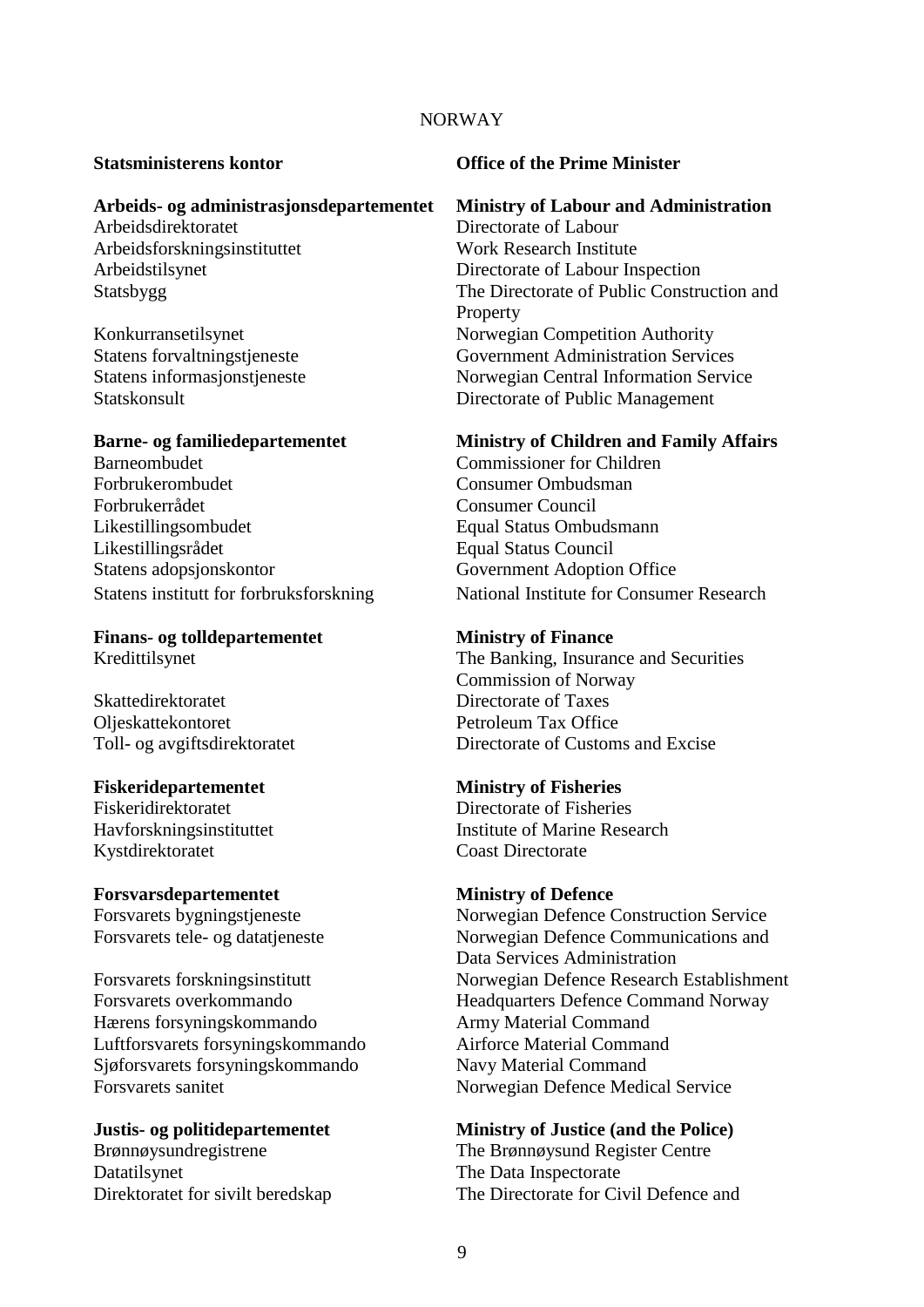NORWAY

| Norwegian | English |
|---|---|
| **Statsministerens kontor** | **Office of the Prime Minister** |
| **Arbeids- og administrasjonsdepartementet** | **Ministry of Labour and Administration** |
| Arbeidsdirektoratet | Directorate of Labour |
| Arbeidsforskningsinstituttet | Work Research Institute |
| Arbeidstilsynet | Directorate of Labour Inspection |
| Statsbygg | The Directorate of Public Construction and Property |
| Konkurransetilsynet | Norwegian Competition Authority |
| Statens forvaltningstjeneste | Government Administration Services |
| Statens informasjonstjeneste | Norwegian Central Information Service |
| Statskonsult | Directorate of Public Management |
| **Barne- og familiedepartementet** | **Ministry of Children and Family Affairs** |
| Barneombudet | Commissioner for Children |
| Forbrukerombudet | Consumer Ombudsman |
| Forbrukerrådet | Consumer Council |
| Likestillingsombudet | Equal Status Ombudsmann |
| Likestillingsrådet | Equal Status Council |
| Statens adopsjonskontor | Government Adoption Office |
| Statens institutt for forbruksforskning | National Institute for Consumer Research |
| **Finans- og tolldepartementet** | **Ministry of Finance** |
| Kredittilsynet | The Banking, Insurance and Securities Commission of Norway |
| Skattedirektoratet | Directorate of Taxes |
| Oljeskattekontoret | Petroleum Tax Office |
| Toll- og avgiftsdirektoratet | Directorate of Customs and Excise |
| **Fiskeridepartementet** | **Ministry of Fisheries** |
| Fiskeridirektoratet | Directorate of Fisheries |
| Havforskningsinstituttet | Institute of Marine Research |
| Kystdirektoratet | Coast Directorate |
| **Forsvarsdepartementet** | **Ministry of Defence** |
| Forsvarets bygningstjeneste | Norwegian Defence Construction Service |
| Forsvarets tele- og datatjeneste | Norwegian Defence Communications and Data Services Administration |
| Forsvarets forskningsinstitutt | Norwegian Defence Research Establishment |
| Forsvarets overkommando | Headquarters Defence Command Norway |
| Hærens forsyningskommando | Army Material Command |
| Luftforsvarets forsyningskommando | Airforce Material Command |
| Sjøforsvarets forsyningskommando | Navy Material Command |
| Forsvarets sanitet | Norwegian Defence Medical Service |
| **Justis- og politidepartementet** | **Ministry of Justice (and the Police)** |
| Brønnøysundregistrene | The Brønnøysund Register Centre |
| Datatilsynet | The Data Inspectorate |
| Direktoratet for sivilt beredskap | The Directorate for Civil Defence and |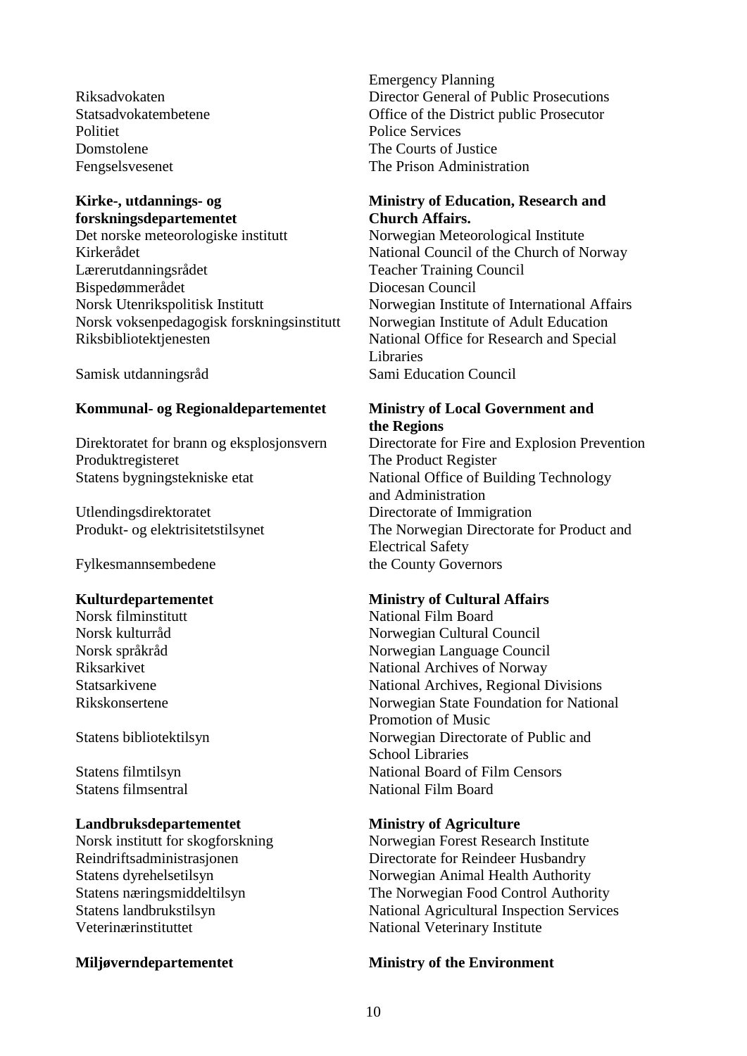| | |
|---|---|
| | Emergency Planning |
| Riksadvokaten | Director General of Public Prosecutions |
| Statsadvokatembetene | Office of the District public Prosecutor |
| Politiet | Police Services |
| Domstolene | The Courts of Justice |
| Fengselsvesenet | The Prison Administration |
| **Kirke-, utdannings- og forskningsdepartementet** | **Ministry of Education, Research and Church Affairs.** |
| Det norske meteorologiske institutt | Norwegian Meteorological Institute |
| Kirkerådet | National Council of the Church of Norway |
| Lærerutdanningsrådet | Teacher Training Council |
| Bispedømmerådet | Diocesan Council |
| Norsk Utenrikspolitisk Institutt | Norwegian Institute of International Affairs |
| Norsk voksenpedagogisk forskningsinstitutt | Norwegian Institute of Adult Education |
| Riksbibliotektjenesten | National Office for Research and Special Libraries |
| Samisk utdanningsråd | Sami Education Council |
| **Kommunal- og Regionaldepartementet** | **Ministry of Local Government and the Regions** |
| Direktoratet for brann og eksplosjonsvern | Directorate for Fire and Explosion Prevention |
| Produktregisteret | The Product Register |
| Statens bygningstekniske etat | National Office of Building Technology and Administration |
| Utlendingsdirektoratet | Directorate of Immigration |
| Produkt- og elektrisitetstilsynet | The Norwegian Directorate for Product and Electrical Safety |
| Fylkesmannsembedene | the County Governors |
| **Kulturdepartementet** | **Ministry of Cultural Affairs** |
| Norsk filminstitutt | National Film Board |
| Norsk kulturråd | Norwegian Cultural Council |
| Norsk språkråd | Norwegian Language Council |
| Riksarkivet | National Archives of Norway |
| Statsarkivene | National Archives, Regional Divisions |
| Rikskonsertene | Norwegian State Foundation for National Promotion of Music |
| Statens bibliotektilsyn | Norwegian Directorate of Public and School Libraries |
| Statens filmtilsyn | National Board of Film Censors |
| Statens filmsentral | National Film Board |
| **Landbruksdepartementet** | **Ministry of Agriculture** |
| Norsk institutt for skogforskning | Norwegian Forest Research Institute |
| Reindriftsadministrasjonen | Directorate for Reindeer Husbandry |
| Statens dyrehelsetilsyn | Norwegian Animal Health Authority |
| Statens næringsmiddeltilsyn | The Norwegian Food Control Authority |
| Statens landbrukstilsyn | National Agricultural Inspection Services |
| Veterinærinstituttet | National Veterinary Institute |
| **Miljøverndepartementet** | **Ministry of the Environment** |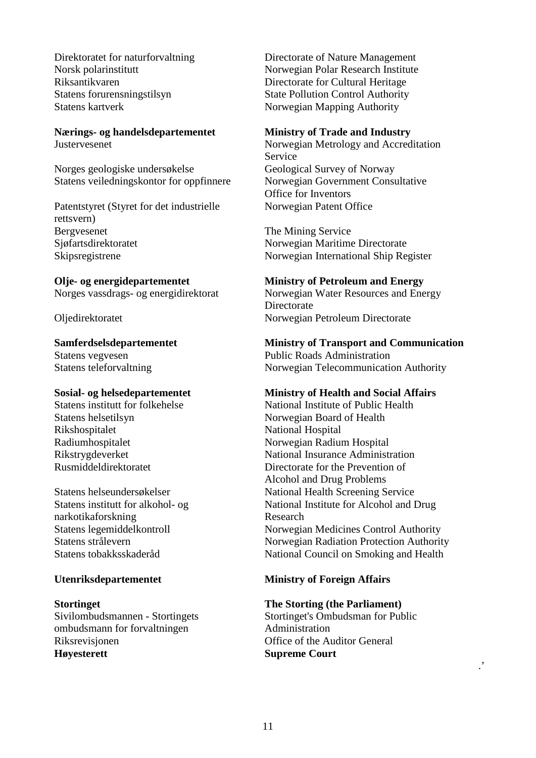| | |
|---|---|
| Direktoratet for naturforvaltning | Directorate of Nature Management |
| Norsk polarinstitutt | Norwegian Polar Research Institute |
| Riksantikvaren | Directorate for Cultural Heritage |
| Statens forurensningstilsyn | State Pollution Control Authority |
| Statens kartverk | Norwegian Mapping Authority |
| **Nærings- og handelsdepartementet** | **Ministry of Trade and Industry** |
| Justervesenet | Norwegian Metrology and Accreditation Service |
| Norges geologiske undersøkelse | Geological Survey of Norway |
| Statens veiledningskontor for oppfinnere | Norwegian Government Consultative Office for Inventors |
| Patentstyret (Styret for det industrielle rettsvern) | Norwegian Patent Office |
| Bergvesenet | The Mining Service |
| Sjøfartsdirektoratet | Norwegian Maritime Directorate |
| Skipsregistrene | Norwegian International Ship Register |
| **Olje- og energidepartementet** | **Ministry of Petroleum and Energy** |
| Norges vassdrags- og energidirektorat | Norwegian Water Resources and Energy Directorate |
| Oljedirektoratet | Norwegian Petroleum Directorate |
| **Samferdselsdepartementet** | **Ministry of Transport and Communication** |
| Statens vegvesen | Public Roads Administration |
| Statens teleforvaltning | Norwegian Telecommunication Authority |
| **Sosial- og helsedepartementet** | **Ministry of Health and Social Affairs** |
| Statens institutt for folkehelse | National Institute of Public Health |
| Statens helsetilsyn | Norwegian Board of Health |
| Rikshospitalet | National Hospital |
| Radiumhospitalet | Norwegian Radium Hospital |
| Rikstrygdeverket | National Insurance Administration |
| Rusmiddeldirektoratet | Directorate for the Prevention of Alcohol and Drug Problems |
| Statens helseundersøkelser | National Health Screening Service |
| Statens institutt for alkohol- og narkotikaforskning | National Institute for Alcohol and Drug Research |
| Statens legemiddelkontroll | Norwegian Medicines Control Authority |
| Statens strålevern | Norwegian Radiation Protection Authority |
| Statens tobakksskaderåd | National Council on Smoking and Health |
| **Utenriksdepartementet** | **Ministry of Foreign Affairs** |
| **Stortinget** | **The Storting (the Parliament)** |
| Sivilombudsmannen - Stortingets ombudsmann for forvaltningen | Stortinget's Ombudsman for Public Administration |
| Riksrevisjonen | Office of the Auditor General |
| **Høyesterett** | **Supreme Court** |

.'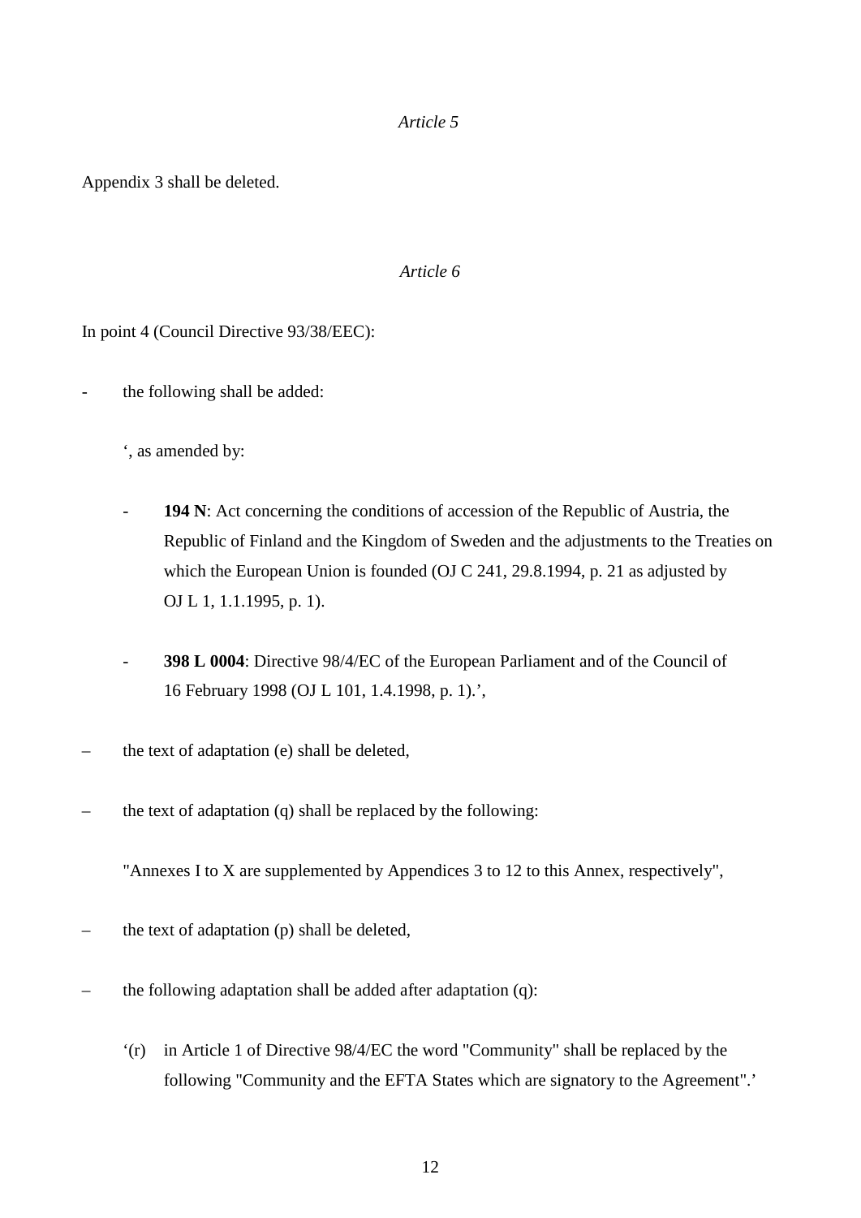*Article 5*

Appendix 3 shall be deleted.

*Article 6*

In point 4 (Council Directive 93/38/EEC):

- the following shall be added:

  ‘, as amended by:

  - **194 N**: Act concerning the conditions of accession of the Republic of Austria, the Republic of Finland and the Kingdom of Sweden and the adjustments to the Treaties on which the European Union is founded (OJ C 241, 29.8.1994, p. 21 as adjusted by OJ L 1, 1.1.1995, p. 1).

  - **398 L 0004**: Directive 98/4/EC of the European Parliament and of the Council of 16 February 1998 (OJ L 101, 1.4.1998, p. 1).’,

– the text of adaptation (e) shall be deleted,

– the text of adaptation (q) shall be replaced by the following:

  "Annexes I to X are supplemented by Appendices 3 to 12 to this Annex, respectively",

– the text of adaptation (p) shall be deleted,

– the following adaptation shall be added after adaptation (q):

  ‘(r) in Article 1 of Directive 98/4/EC the word "Community" shall be replaced by the following "Community and the EFTA States which are signatory to the Agreement".’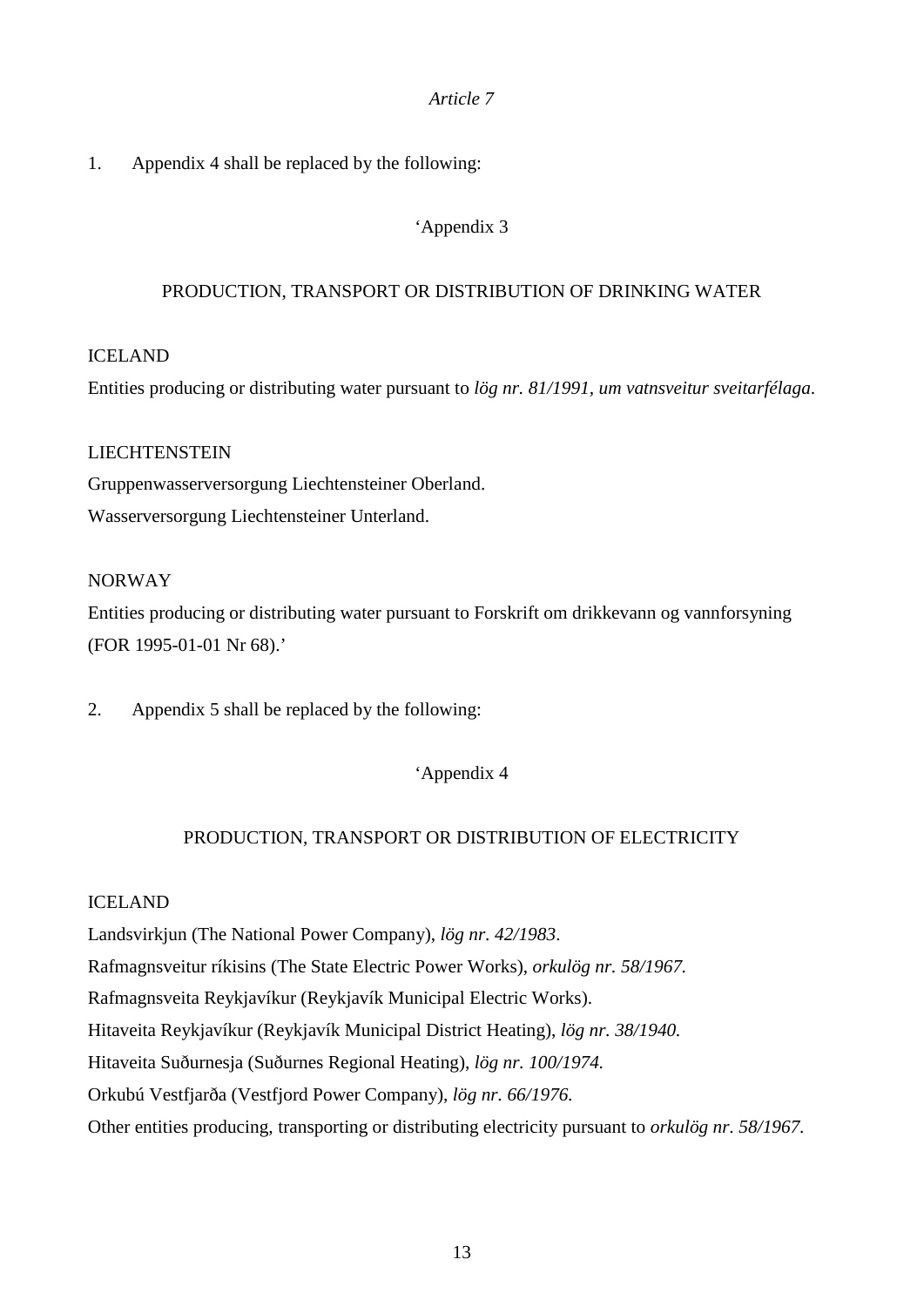*Article 7*

1. Appendix 4 shall be replaced by the following:

'Appendix 3

PRODUCTION, TRANSPORT OR DISTRIBUTION OF DRINKING WATER

ICELAND

Entities producing or distributing water pursuant to *lög nr. 81/1991, um vatnsveitur sveitarfélaga*.

LIECHTENSTEIN

Gruppenwasserversorgung Liechtensteiner Oberland.

Wasserversorgung Liechtensteiner Unterland.

NORWAY

Entities producing or distributing water pursuant to Forskrift om drikkevann og vannforsyning (FOR 1995-01-01 Nr 68).'

2. Appendix 5 shall be replaced by the following:

'Appendix 4

PRODUCTION, TRANSPORT OR DISTRIBUTION OF ELECTRICITY

ICELAND

Landsvirkjun (The National Power Company), *lög nr. 42/1983*.

Rafmagnsveitur ríkisins (The State Electric Power Works), *orkulög nr. 58/1967.*

Rafmagnsveita Reykjavíkur (Reykjavík Municipal Electric Works).

Hitaveita Reykjavíkur (Reykjavík Municipal District Heating), *lög nr. 38/1940.*

Hitaveita Suðurnesja (Suðurnes Regional Heating), *lög nr. 100/1974.*

Orkubú Vestfjarða (Vestfjord Power Company), *lög nr. 66/1976.*

Other entities producing, transporting or distributing electricity pursuant to *orkulög nr. 58/1967*.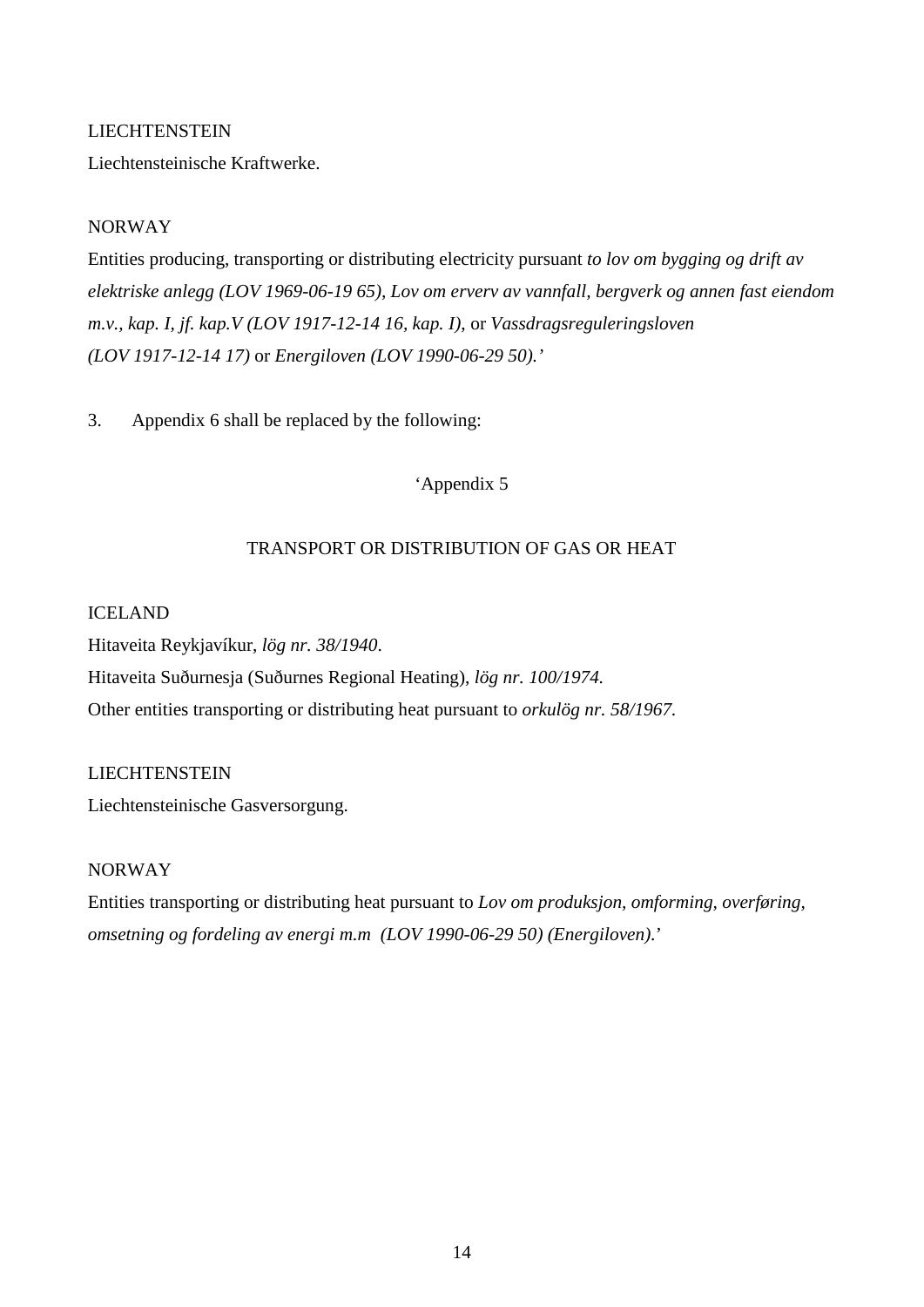LIECHTENSTEIN

Liechtensteinische Kraftwerke.

NORWAY

Entities producing, transporting or distributing electricity pursuant *to lov om bygging og drift av elektriske anlegg (LOV 1969-06-19 65), Lov om erverv av vannfall, bergverk og annen fast eiendom m.v., kap. I, jf. kap.V (LOV 1917-12-14 16, kap. I),* or *Vassdragsreguleringsloven (LOV 1917-12-14 17)* or *Energiloven (LOV 1990-06-29 50).'*

3. Appendix 6 shall be replaced by the following:

'Appendix 5

TRANSPORT OR DISTRIBUTION OF GAS OR HEAT

ICELAND

Hitaveita Reykjavíkur, *lög nr. 38/1940*.

Hitaveita Suðurnesja (Suðurnes Regional Heating), *lög nr. 100/1974.*

Other entities transporting or distributing heat pursuant to *orkulög nr. 58/1967*.

LIECHTENSTEIN

Liechtensteinische Gasversorgung.

NORWAY

Entities transporting or distributing heat pursuant to *Lov om produksjon, omforming, overføring, omsetning og fordeling av energi m.m (LOV 1990-06-29 50) (Energiloven).*'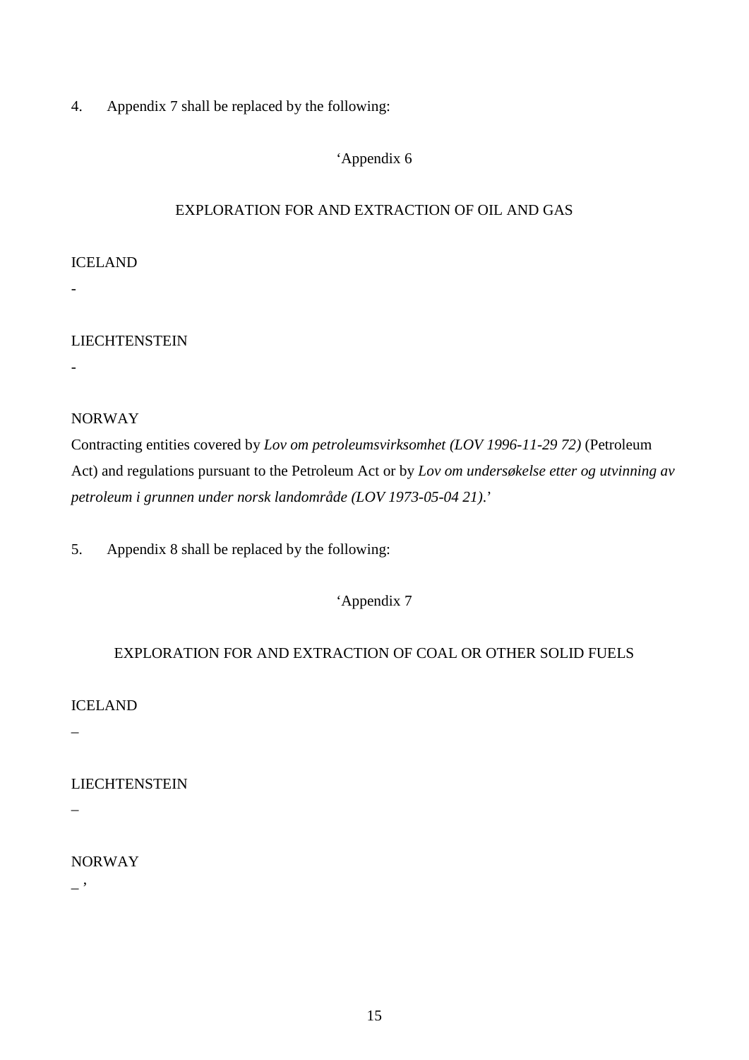4. Appendix 7 shall be replaced by the following:

'Appendix 6

EXPLORATION FOR AND EXTRACTION OF OIL AND GAS

ICELAND

-

LIECHTENSTEIN

-

NORWAY

Contracting entities covered by *Lov om petroleumsvirksomhet (LOV 1996-11-29 72)* (Petroleum Act) and regulations pursuant to the Petroleum Act or by *Lov om undersøkelse etter og utvinning av petroleum i grunnen under norsk landområde (LOV 1973-05-04 21)*.'

5. Appendix 8 shall be replaced by the following:

'Appendix 7

EXPLORATION FOR AND EXTRACTION OF COAL OR OTHER SOLID FUELS

ICELAND

–

LIECHTENSTEIN

–

NORWAY

– '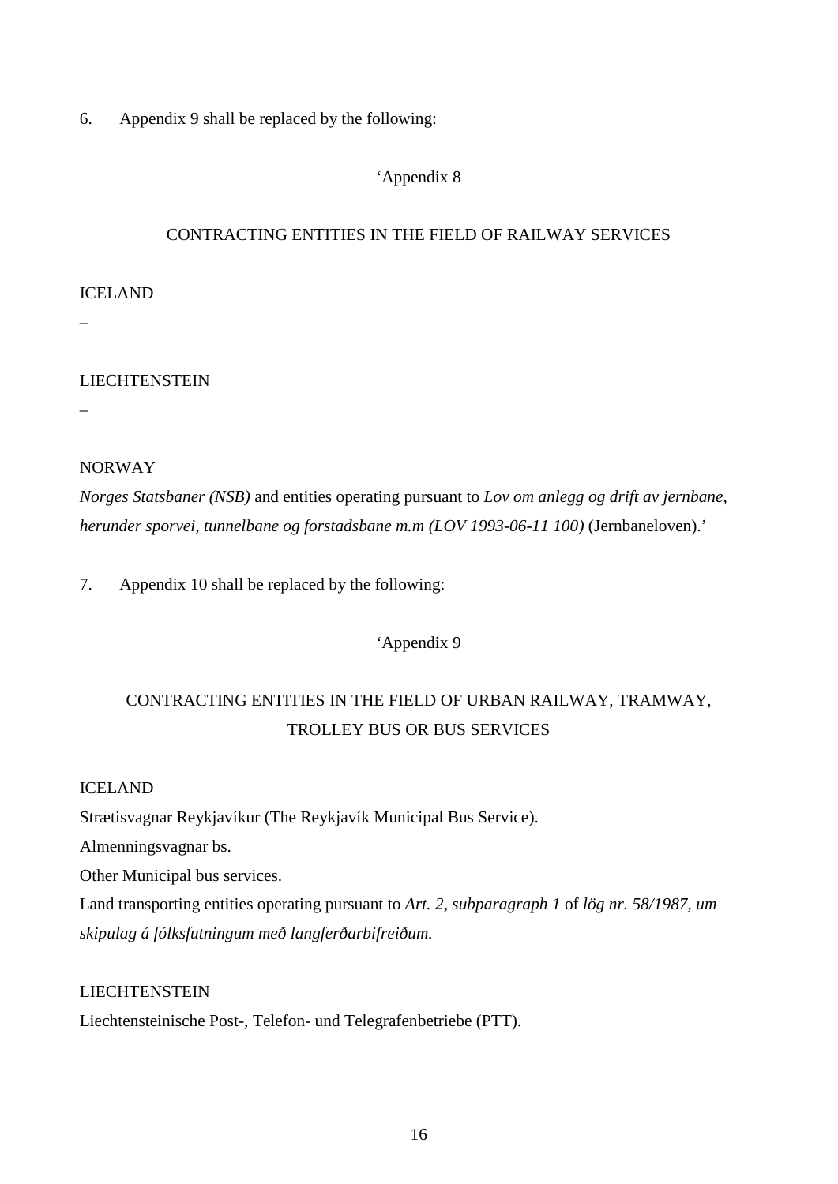6. Appendix 9 shall be replaced by the following:

‘Appendix 8

CONTRACTING ENTITIES IN THE FIELD OF RAILWAY SERVICES

ICELAND

–

LIECHTENSTEIN

–

NORWAY

*Norges Statsbaner (NSB)* and entities operating pursuant to *Lov om anlegg og drift av jernbane, herunder sporvei, tunnelbane og forstadsbane m.m (LOV 1993-06-11 100)* (Jernbaneloven).’

7. Appendix 10 shall be replaced by the following:

‘Appendix 9

CONTRACTING ENTITIES IN THE FIELD OF URBAN RAILWAY, TRAMWAY, TROLLEY BUS OR BUS SERVICES

ICELAND

Strætisvagnar Reykjavíkur (The Reykjavík Municipal Bus Service).

Almenningsvagnar bs.

Other Municipal bus services.

Land transporting entities operating pursuant to *Art. 2, subparagraph 1* of *lög nr. 58/1987, um skipulag á fólksfutningum með langferðarbifreiðum.*

LIECHTENSTEIN

Liechtensteinische Post-, Telefon- und Telegrafenbetriebe (PTT).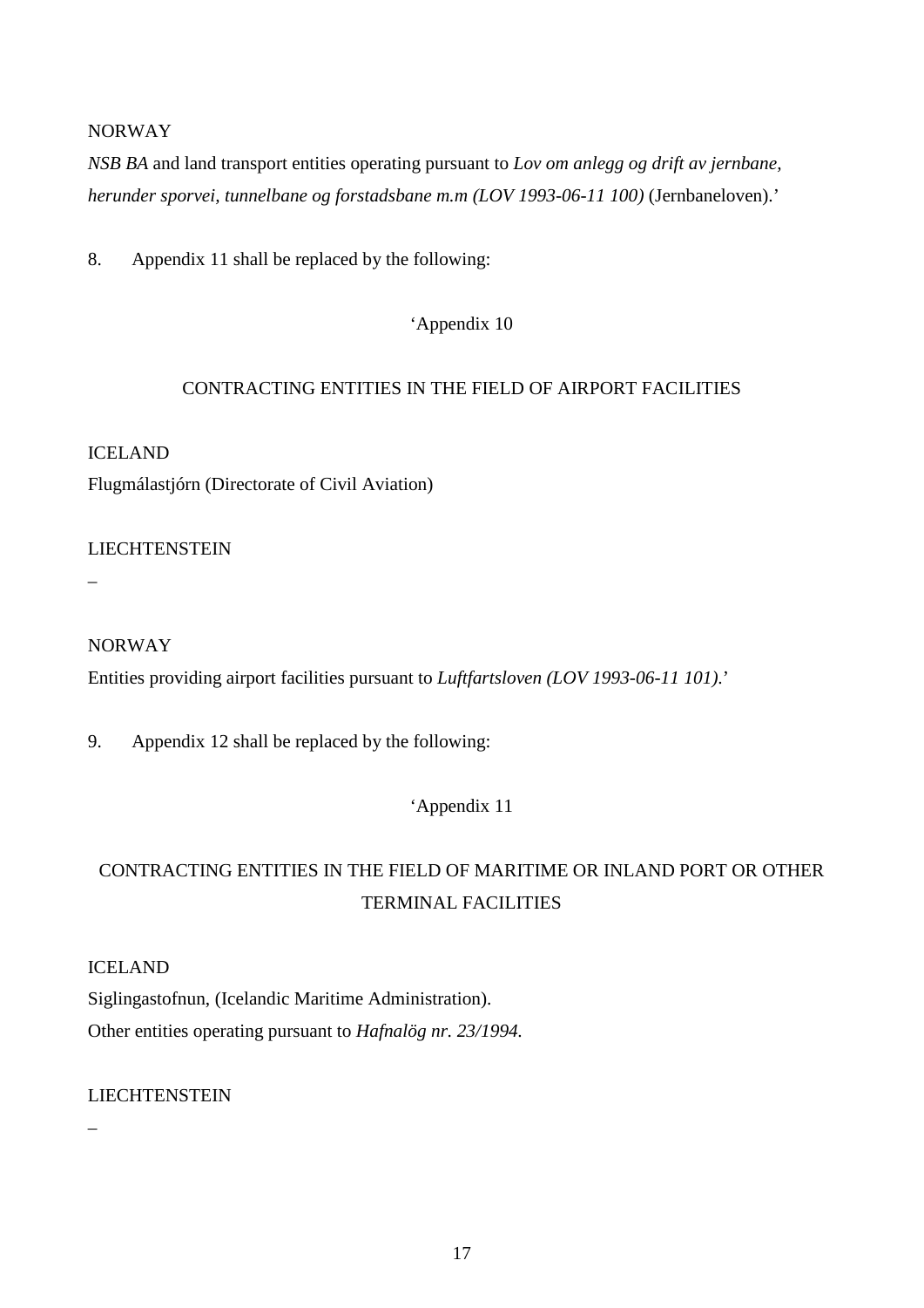NORWAY

*NSB BA* and land transport entities operating pursuant to *Lov om anlegg og drift av jernbane, herunder sporvei, tunnelbane og forstadsbane m.m (LOV 1993-06-11 100)* (Jernbaneloven).'

8. Appendix 11 shall be replaced by the following:

'Appendix 10

CONTRACTING ENTITIES IN THE FIELD OF AIRPORT FACILITIES

ICELAND

Flugmálastjórn (Directorate of Civil Aviation)

LIECHTENSTEIN

–

NORWAY

Entities providing airport facilities pursuant to *Luftfartsloven (LOV 1993-06-11 101)*.'

9. Appendix 12 shall be replaced by the following:

'Appendix 11

CONTRACTING ENTITIES IN THE FIELD OF MARITIME OR INLAND PORT OR OTHER TERMINAL FACILITIES

ICELAND

Siglingastofnun, (Icelandic Maritime Administration).

Other entities operating pursuant to *Hafnalög nr. 23/1994.*

LIECHTENSTEIN

–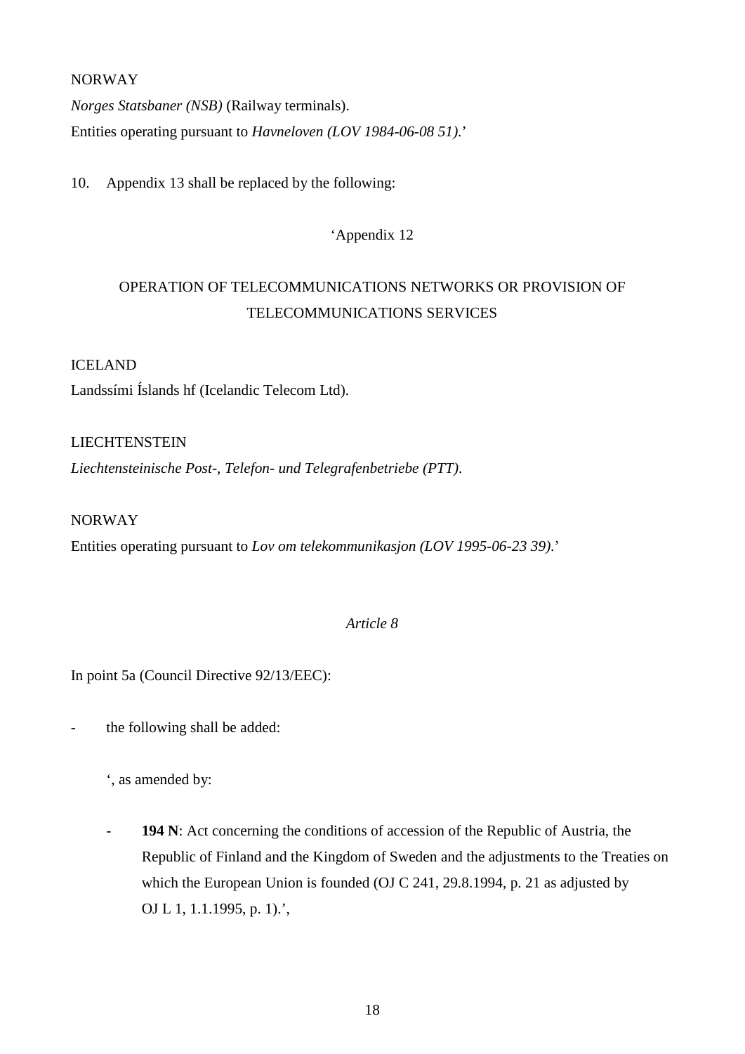NORWAY

*Norges Statsbaner (NSB)* (Railway terminals).

Entities operating pursuant to *Havneloven (LOV 1984-06-08 51).*'

10. Appendix 13 shall be replaced by the following:

'Appendix 12

OPERATION OF TELECOMMUNICATIONS NETWORKS OR PROVISION OF TELECOMMUNICATIONS SERVICES

ICELAND

Landssími Íslands hf (Icelandic Telecom Ltd).

LIECHTENSTEIN

*Liechtensteinische Post-, Telefon- und Telegrafenbetriebe (PTT).*

NORWAY

Entities operating pursuant to *Lov om telekommunikasjon (LOV 1995-06-23 39).*'

*Article 8*

In point 5a (Council Directive 92/13/EEC):

- the following shall be added:

  ', as amended by:

  - **194 N**: Act concerning the conditions of accession of the Republic of Austria, the Republic of Finland and the Kingdom of Sweden and the adjustments to the Treaties on which the European Union is founded (OJ C 241, 29.8.1994, p. 21 as adjusted by OJ L 1, 1.1.1995, p. 1).',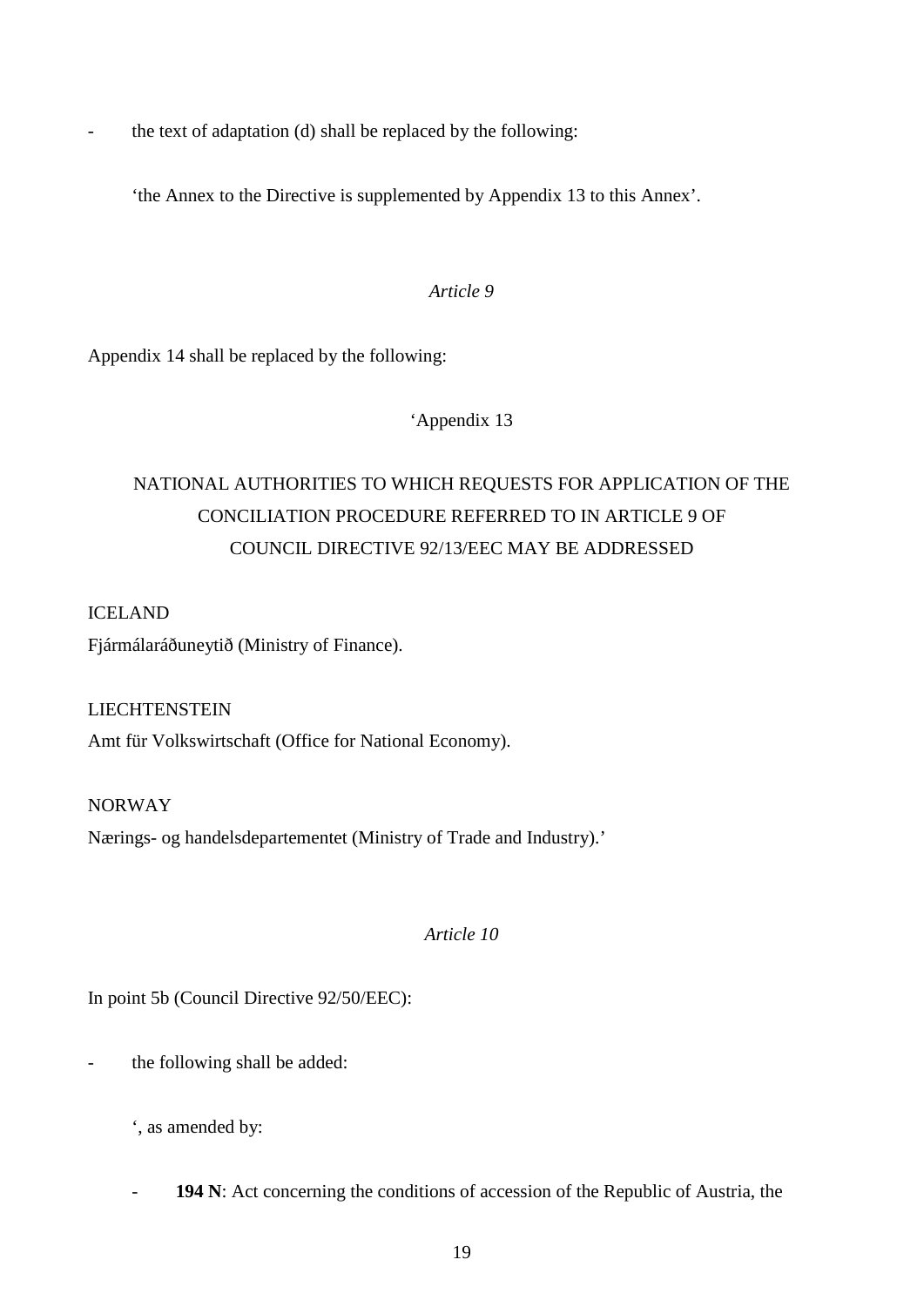- the text of adaptation (d) shall be replaced by the following:

  'the Annex to the Directive is supplemented by Appendix 13 to this Annex'.

*Article 9*

Appendix 14 shall be replaced by the following:

'Appendix 13

NATIONAL AUTHORITIES TO WHICH REQUESTS FOR APPLICATION OF THE CONCILIATION PROCEDURE REFERRED TO IN ARTICLE 9 OF COUNCIL DIRECTIVE 92/13/EEC MAY BE ADDRESSED

ICELAND
Fjármálaráðuneytið (Ministry of Finance).

LIECHTENSTEIN
Amt für Volkswirtschaft (Office for National Economy).

NORWAY
Nærings- og handelsdepartementet (Ministry of Trade and Industry).'

*Article 10*

In point 5b (Council Directive 92/50/EEC):

- the following shall be added:

  ', as amended by:

  - **194 N**: Act concerning the conditions of accession of the Republic of Austria, the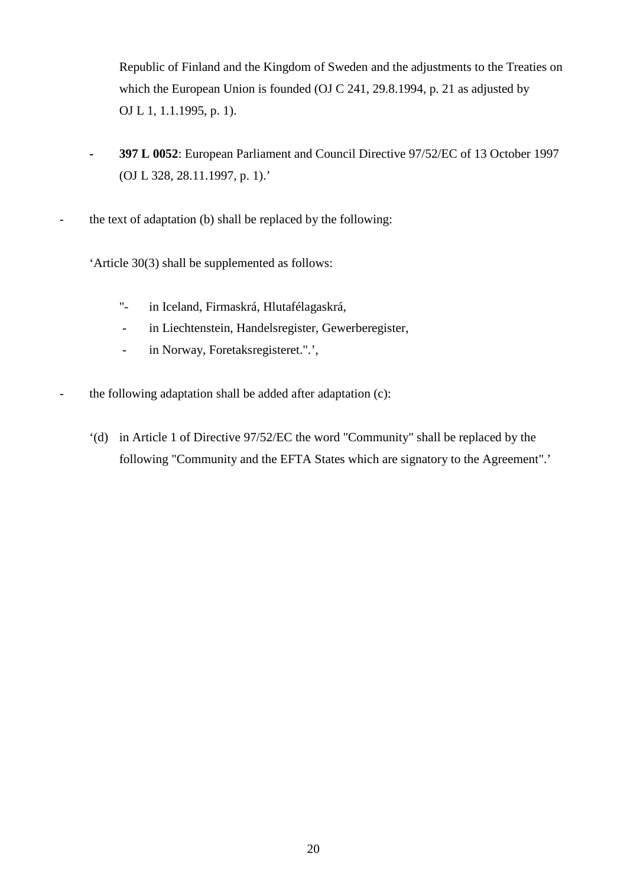Republic of Finland and the Kingdom of Sweden and the adjustments to the Treaties on which the European Union is founded (OJ C 241, 29.8.1994, p. 21 as adjusted by OJ L 1, 1.1.1995, p. 1).

- **397 L 0052**: European Parliament and Council Directive 97/52/EC of 13 October 1997 (OJ L 328, 28.11.1997, p. 1).'

- the text of adaptation (b) shall be replaced by the following:

  'Article 30(3) shall be supplemented as follows:

  "- in Iceland, Firmaskrá, Hlutafélagaskrá,
  - in Liechtenstein, Handelsregister, Gewerberegister,
  - in Norway, Foretaksregisteret.".',

- the following adaptation shall be added after adaptation (c):

  '(d) in Article 1 of Directive 97/52/EC the word "Community" shall be replaced by the following "Community and the EFTA States which are signatory to the Agreement".'